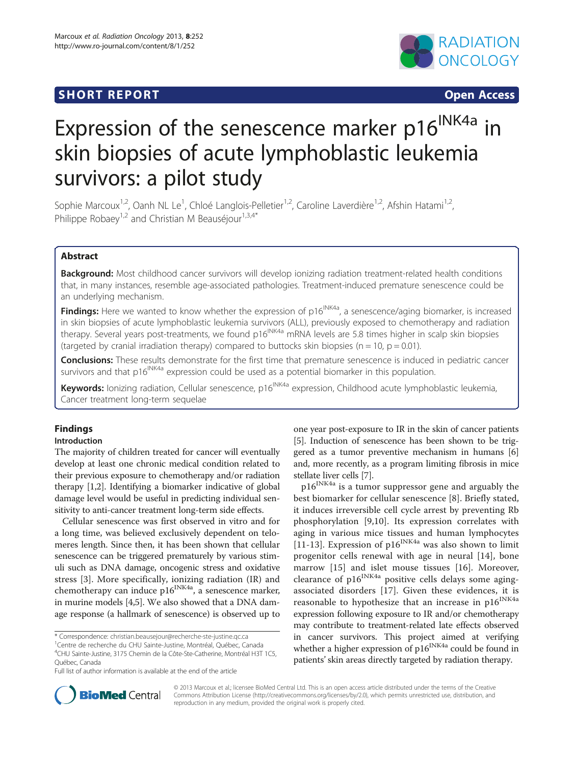SHORT REPORT

Open Access

# Expression of the senescence marker p16$^{INK4a}$ in skin biopsies of acute lymphoblastic leukemia survivors: a pilot study

Sophie Marcoux[1,2], Oanh NL Le[1], Chloé Langlois-Pelletier[1,2], Caroline Laverdière[1,2], Afshin Hatami[1,2], Philippe Robaey[1,2] and Christian M Beauséjour[1,3,4*]

## Abstract

**Background:** Most childhood cancer survivors will develop ionizing radiation treatment-related health conditions that, in many instances, resemble age-associated pathologies. Treatment-induced premature senescence could be an underlying mechanism.

**Findings:** Here we wanted to know whether the expression of p16$^{INK4a}$, a senescence/aging biomarker, is increased in skin biopsies of acute lymphoblastic leukemia survivors (ALL), previously exposed to chemotherapy and radiation therapy. Several years post-treatments, we found p16$^{INK4a}$ mRNA levels are 5.8 times higher in scalp skin biopsies (targeted by cranial irradiation therapy) compared to buttocks skin biopsies (n = 10, p = 0.01).

**Conclusions:** These results demonstrate for the first time that premature senescence is induced in pediatric cancer survivors and that p16$^{INK4a}$ expression could be used as a potential biomarker in this population.

**Keywords:** Ionizing radiation, Cellular senescence, p16$^{INK4a}$ expression, Childhood acute lymphoblastic leukemia, Cancer treatment long-term sequelae

## Findings

### Introduction

The majority of children treated for cancer will eventually develop at least one chronic medical condition related to their previous exposure to chemotherapy and/or radiation therapy [1,2]. Identifying a biomarker indicative of global damage level would be useful in predicting individual sensitivity to anti-cancer treatment long-term side effects.

Cellular senescence was first observed in vitro and for a long time, was believed exclusively dependent on telomeres length. Since then, it has been shown that cellular senescence can be triggered prematurely by various stimuli such as DNA damage, oncogenic stress and oxidative stress [3]. More specifically, ionizing radiation (IR) and chemotherapy can induce p16$^{INK4a}$, a senescence marker, in murine models [4,5]. We also showed that a DNA damage response (a hallmark of senescence) is observed up to one year post-exposure to IR in the skin of cancer patients [5]. Induction of senescence has been shown to be triggered as a tumor preventive mechanism in humans [6] and, more recently, as a program limiting fibrosis in mice stellate liver cells [7].

p16$^{INK4a}$ is a tumor suppressor gene and arguably the best biomarker for cellular senescence [8]. Briefly stated, it induces irreversible cell cycle arrest by preventing Rb phosphorylation [9,10]. Its expression correlates with aging in various mice tissues and human lymphocytes [11-13]. Expression of p16$^{INK4a}$ was also shown to limit progenitor cells renewal with age in neural [14], bone marrow [15] and islet mouse tissues [16]. Moreover, clearance of p16$^{INK4a}$ positive cells delays some aging-associated disorders [17]. Given these evidences, it is reasonable to hypothesize that an increase in p16$^{INK4a}$ expression following exposure to IR and/or chemotherapy may contribute to treatment-related late effects observed in cancer survivors. This project aimed at verifying whether a higher expression of p16$^{INK4a}$ could be found in patients' skin areas directly targeted by radiation therapy.

\* Correspondence: christian.beausejour@recherche-ste-justine.qc.ca
[1]Centre de recherche du CHU Sainte-Justine, Montréal, Québec, Canada
[4]CHU Sainte-Justine, 3175 Chemin de la Côte-Ste-Catherine, Montréal H3T 1C5, Québec, Canada
Full list of author information is available at the end of the article

© 2013 Marcoux et al.; licensee BioMed Central Ltd. This is an open access article distributed under the terms of the Creative Commons Attribution License (http://creativecommons.org/licenses/by/2.0), which permits unrestricted use, distribution, and reproduction in any medium, provided the original work is properly cited.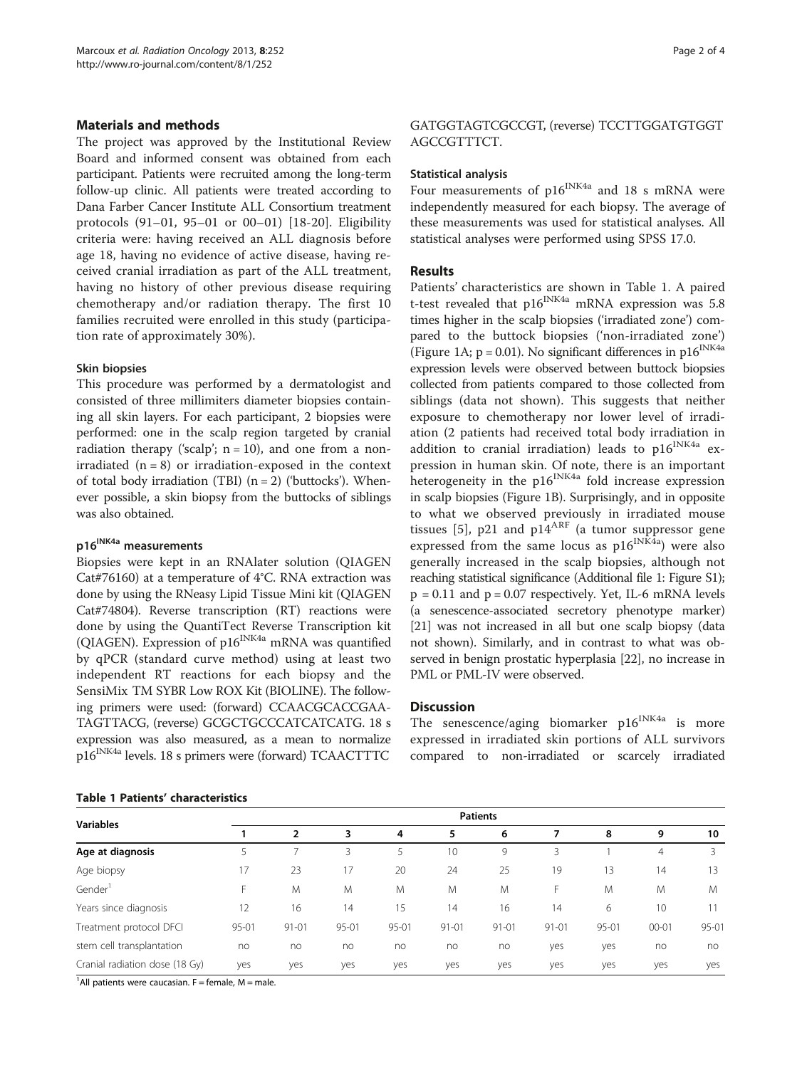## Materials and methods

The project was approved by the Institutional Review Board and informed consent was obtained from each participant. Patients were recruited among the long-term follow-up clinic. All patients were treated according to Dana Farber Cancer Institute ALL Consortium treatment protocols (91–01, 95–01 or 00–01) [18-20]. Eligibility criteria were: having received an ALL diagnosis before age 18, having no evidence of active disease, having received cranial irradiation as part of the ALL treatment, having no history of other previous disease requiring chemotherapy and/or radiation therapy. The first 10 families recruited were enrolled in this study (participation rate of approximately 30%).

### Skin biopsies

This procedure was performed by a dermatologist and consisted of three millimiters diameter biopsies containing all skin layers. For each participant, 2 biopsies were performed: one in the scalp region targeted by cranial radiation therapy ('scalp'; n = 10), and one from a non-irradiated (n = 8) or irradiation-exposed in the context of total body irradiation (TBI) (n = 2) ('buttocks'). Whenever possible, a skin biopsy from the buttocks of siblings was also obtained.

### $p16^{INK4a}$ measurements

Biopsies were kept in an RNAlater solution (QIAGEN Cat#76160) at a temperature of 4°C. RNA extraction was done by using the RNeasy Lipid Tissue Mini kit (QIAGEN Cat#74804). Reverse transcription (RT) reactions were done by using the QuantiTect Reverse Transcription kit (QIAGEN). Expression of $p16^{INK4a}$ mRNA was quantified by qPCR (standard curve method) using at least two independent RT reactions for each biopsy and the SensiMix TM SYBR Low ROX Kit (BIOLINE). The following primers were used: (forward) CCAACGCACCGAATAGTTACG, (reverse) GCGCTGCCCATCATCATG. 18 s expression was also measured, as a mean to normalize $p16^{INK4a}$ levels. 18 s primers were (forward) TCAACTTTCGATGGTAGTCGCCGT, (reverse) TCCTTGGATGTGGTAGCCGTTTCT.

### Statistical analysis

Four measurements of $p16^{INK4a}$ and 18 s mRNA were independently measured for each biopsy. The average of these measurements was used for statistical analyses. All statistical analyses were performed using SPSS 17.0.

## Results

Patients' characteristics are shown in Table 1. A paired t-test revealed that $p16^{INK4a}$ mRNA expression was 5.8 times higher in the scalp biopsies ('irradiated zone') compared to the buttock biopsies ('non-irradiated zone') (Figure 1A; p = 0.01). No significant differences in $p16^{INK4a}$ expression levels were observed between buttock biopsies collected from patients compared to those collected from siblings (data not shown). This suggests that neither exposure to chemotherapy nor lower level of irradiation (2 patients had received total body irradiation in addition to cranial irradiation) leads to $p16^{INK4a}$ expression in human skin. Of note, there is an important heterogeneity in the $p16^{INK4a}$ fold increase expression in scalp biopsies (Figure 1B). Surprisingly, and in opposite to what we observed previously in irradiated mouse tissues [5], p21 and $p14^{ARF}$ (a tumor suppressor gene expressed from the same locus as $p16^{INK4a}$) were also generally increased in the scalp biopsies, although not reaching statistical significance (Additional file 1: Figure S1); p = 0.11 and p = 0.07 respectively. Yet, IL-6 mRNA levels (a senescence-associated secretory phenotype marker) [21] was not increased in all but one scalp biopsy (data not shown). Similarly, and in contrast to what was observed in benign prostatic hyperplasia [22], no increase in PML or PML-IV were observed.

## Discussion

The senescence/aging biomarker $p16^{INK4a}$ is more expressed in irradiated skin portions of ALL survivors compared to non-irradiated or scarcely irradiated

**Table 1 Patients' characteristics**

| Variables | Patients | | | | | | | | | |
|---|---|---|---|---|---|---|---|---|---|---|
| | 1 | 2 | 3 | 4 | 5 | 6 | 7 | 8 | 9 | 10 |
| **Age at diagnosis** | 5 | 7 | 3 | 5 | 10 | 9 | 3 | 1 | 4 | 3 |
| Age biopsy | 17 | 23 | 17 | 20 | 24 | 25 | 19 | 13 | 14 | 13 |
| Gender[1] | F | M | M | M | M | M | F | M | M | M |
| Years since diagnosis | 12 | 16 | 14 | 15 | 14 | 16 | 14 | 6 | 10 | 11 |
| Treatment protocol DFCI | 95-01 | 91-01 | 95-01 | 95-01 | 91-01 | 91-01 | 91-01 | 95-01 | 00-01 | 95-01 |
| stem cell transplantation | no | no | no | no | no | no | yes | yes | no | no |
| Cranial radiation dose (18 Gy) | yes | yes | yes | yes | yes | yes | yes | yes | yes | yes |

[1]All patients were caucasian. F = female, M = male.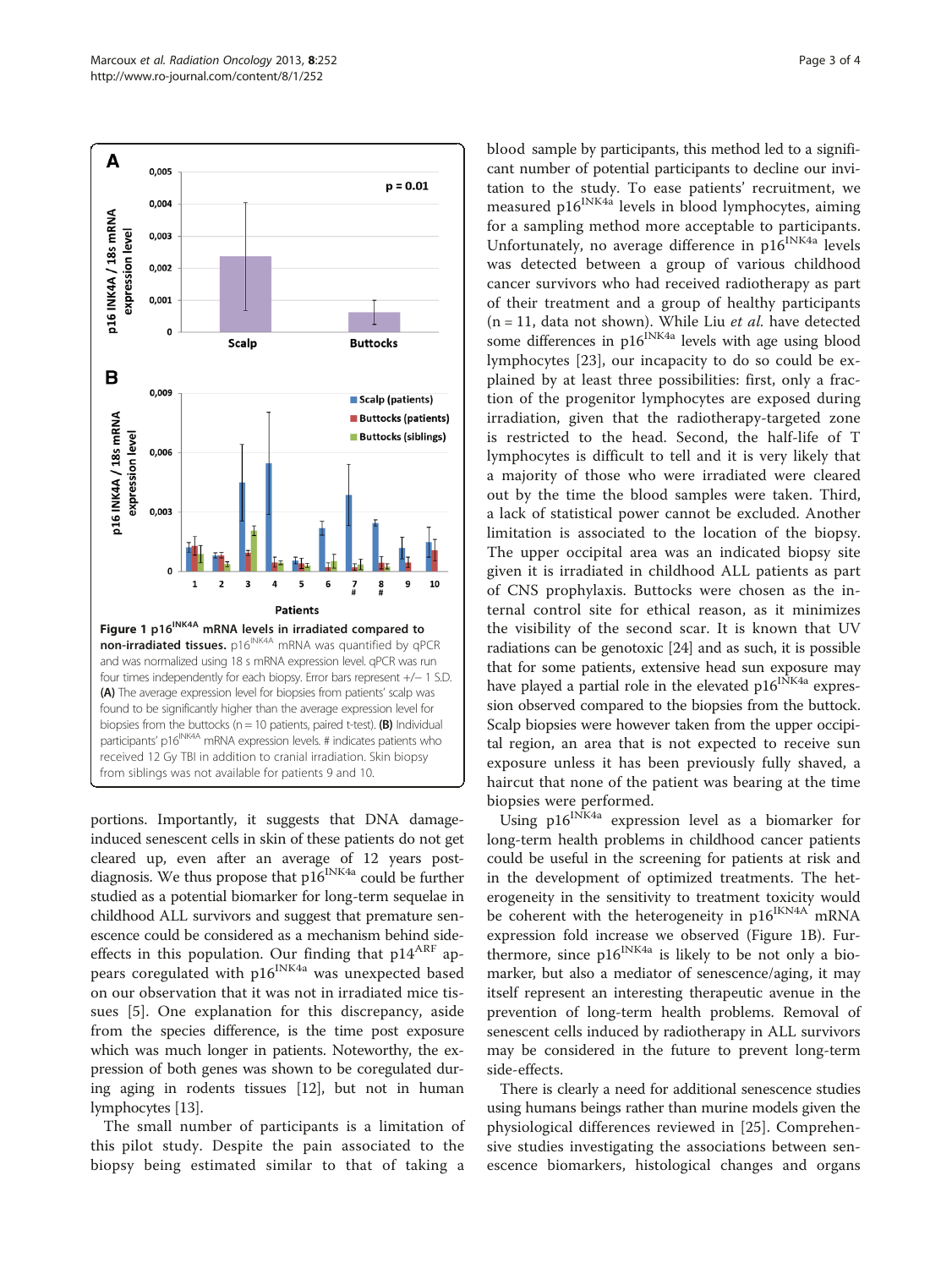A

p = 0.01

p16 INK4A / 18s mRNA expression level

0,005
0,004
0,003
0,002
0,001
0

Scalp
Buttocks

B

p16 INK4A / 18s mRNA expression level

0,009
0,006
0,003
0

Scalp (patients)
Buttocks (patients)
Buttocks (siblings)

1 2 3 4 5 6 7# 8# 9 10

Patients

**Figure 1 p16$^{INK4A}$ mRNA levels in irradiated compared to non-irradiated tissues.** p16$^{INK4A}$ mRNA was quantified by qPCR and was normalized using 18 s mRNA expression level. qPCR was run four times independently for each biopsy. Error bars represent +/− 1 S.D. **(A)** The average expression level for biopsies from patients' scalp was found to be significantly higher than the average expression level for biopsies from the buttocks (n = 10 patients, paired t-test). **(B)** Individual participants' p16$^{INK4A}$ mRNA expression levels. # indicates patients who received 12 Gy TBI in addition to cranial irradiation. Skin biopsy from siblings was not available for patients 9 and 10.

portions. Importantly, it suggests that DNA damage-induced senescent cells in skin of these patients do not get cleared up, even after an average of 12 years post-diagnosis. We thus propose that p16$^{INK4a}$ could be further studied as a potential biomarker for long-term sequelae in childhood ALL survivors and suggest that premature senescence could be considered as a mechanism behind side-effects in this population. Our finding that p14$^{ARF}$ appears coregulated with p16$^{INK4a}$ was unexpected based on our observation that it was not in irradiated mice tissues [5]. One explanation for this discrepancy, aside from the species difference, is the time post exposure which was much longer in patients. Noteworthy, the expression of both genes was shown to be coregulated during aging in rodents tissues [12], but not in human lymphocytes [13].

The small number of participants is a limitation of this pilot study. Despite the pain associated to the biopsy being estimated similar to that of taking a blood sample by participants, this method led to a significant number of potential participants to decline our invitation to the study. To ease patients' recruitment, we measured p16$^{INK4a}$ levels in blood lymphocytes, aiming for a sampling method more acceptable to participants. Unfortunately, no average difference in p16$^{INK4a}$ levels was detected between a group of various childhood cancer survivors who had received radiotherapy as part of their treatment and a group of healthy participants (n = 11, data not shown). While Liu *et al.* have detected some differences in p16$^{INK4a}$ levels with age using blood lymphocytes [23], our incapacity to do so could be explained by at least three possibilities: first, only a fraction of the progenitor lymphocytes are exposed during irradiation, given that the radiotherapy-targeted zone is restricted to the head. Second, the half-life of T lymphocytes is difficult to tell and it is very likely that a majority of those who were irradiated were cleared out by the time the blood samples were taken. Third, a lack of statistical power cannot be excluded. Another limitation is associated to the location of the biopsy. The upper occipital area was an indicated biopsy site given it is irradiated in childhood ALL patients as part of CNS prophylaxis. Buttocks were chosen as the internal control site for ethical reason, as it minimizes the visibility of the second scar. It is known that UV radiations can be genotoxic [24] and as such, it is possible that for some patients, extensive head sun exposure may have played a partial role in the elevated p16$^{INK4a}$ expression observed compared to the biopsies from the buttock. Scalp biopsies were however taken from the upper occipital region, an area that is not expected to receive sun exposure unless it has been previously fully shaved, a haircut that none of the patient was bearing at the time biopsies were performed.

Using p16$^{INK4a}$ expression level as a biomarker for long-term health problems in childhood cancer patients could be useful in the screening for patients at risk and in the development of optimized treatments. The heterogeneity in the sensitivity to treatment toxicity would be coherent with the heterogeneity in p16$^{IKN4A}$ mRNA expression fold increase we observed (Figure 1B). Furthermore, since p16$^{INK4a}$ is likely to be not only a biomarker, but also a mediator of senescence/aging, it may itself represent an interesting therapeutic avenue in the prevention of long-term health problems. Removal of senescent cells induced by radiotherapy in ALL survivors may be considered in the future to prevent long-term side-effects.

There is clearly a need for additional senescence studies using humans beings rather than murine models given the physiological differences reviewed in [25]. Comprehensive studies investigating the associations between senescence biomarkers, histological changes and organs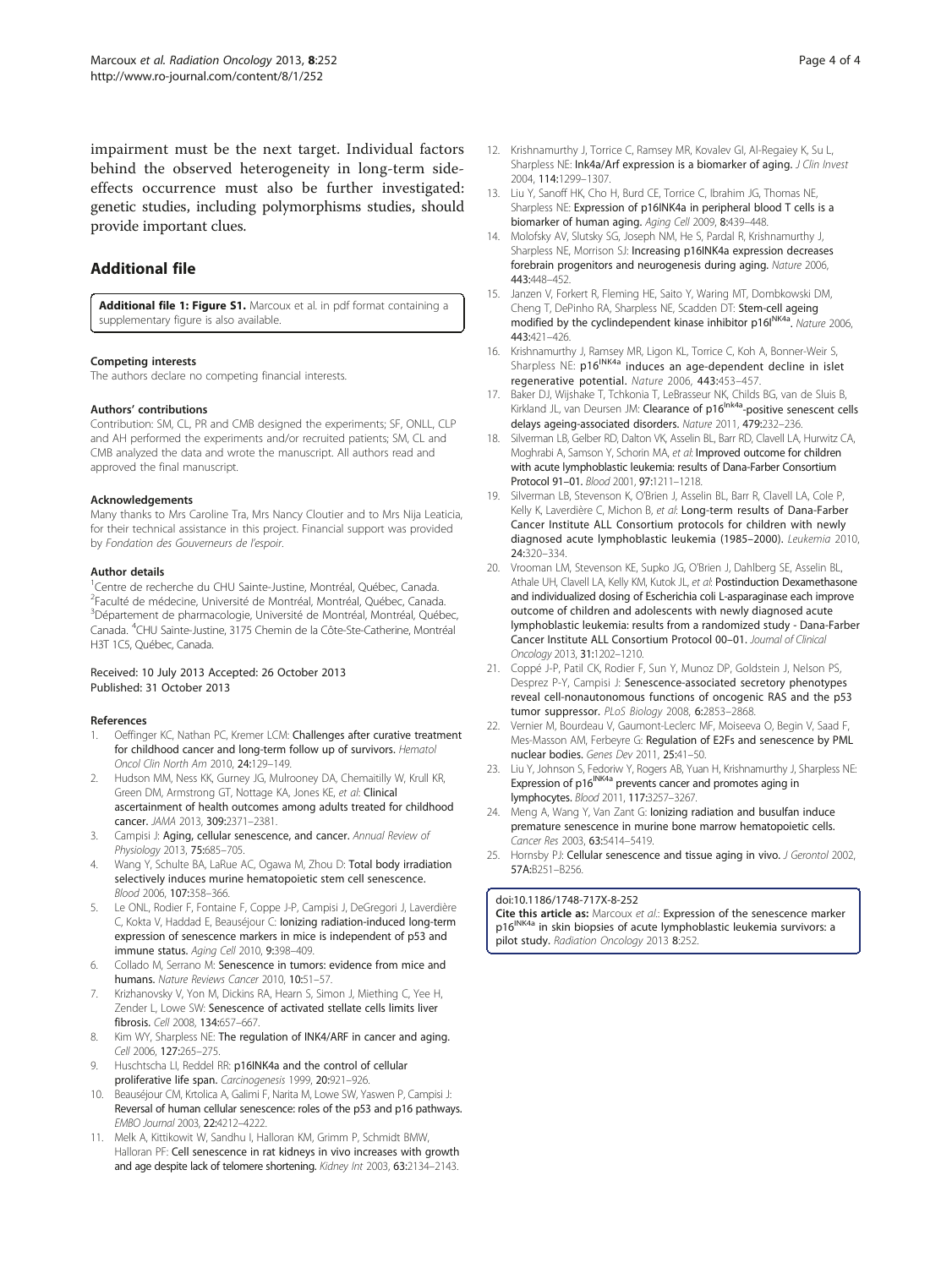impairment must be the next target. Individual factors behind the observed heterogeneity in long-term side-effects occurrence must also be further investigated: genetic studies, including polymorphisms studies, should provide important clues.

## Additional file

**Additional file 1: Figure S1.** Marcoux et al. in pdf format containing a supplementary figure is also available.

#### Competing interests

The authors declare no competing financial interests.

#### Authors' contributions

Contribution: SM, CL, PR and CMB designed the experiments; SF, ONLL, CLP and AH performed the experiments and/or recruited patients; SM, CL and CMB analyzed the data and wrote the manuscript. All authors read and approved the final manuscript.

#### Acknowledgements

Many thanks to Mrs Caroline Tra, Mrs Nancy Cloutier and to Mrs Nija Leaticia, for their technical assistance in this project. Financial support was provided by *Fondation des Gouverneurs de l'espoir*.

#### Author details

[1]Centre de recherche du CHU Sainte-Justine, Montréal, Québec, Canada. [2]Faculté de médecine, Université de Montréal, Montréal, Québec, Canada. [3]Département de pharmacologie, Université de Montréal, Montréal, Québec, Canada. [4]CHU Sainte-Justine, 3175 Chemin de la Côte-Ste-Catherine, Montréal H3T 1C5, Québec, Canada.

Received: 10 July 2013 Accepted: 26 October 2013
Published: 31 October 2013

#### References

1. Oeffinger KC, Nathan PC, Kremer LCM: **Challenges after curative treatment for childhood cancer and long-term follow up of survivors.** *Hematol Oncol Clin North Am* 2010, **24:**129–149.
2. Hudson MM, Ness KK, Gurney JG, Mulrooney DA, Chemaitilly W, Krull KR, Green DM, Armstrong GT, Nottage KA, Jones KE, *et al*: **Clinical ascertainment of health outcomes among adults treated for childhood cancer.** *JAMA* 2013, **309:**2371–2381.
3. Campisi J: **Aging, cellular senescence, and cancer.** *Annual Review of Physiology* 2013, **75:**685–705.
4. Wang Y, Schulte BA, LaRue AC, Ogawa M, Zhou D: **Total body irradiation selectively induces murine hematopoietic stem cell senescence.** *Blood* 2006, **107:**358–366.
5. Le ONL, Rodier F, Fontaine F, Coppe J-P, Campisi J, DeGregori J, Laverdière C, Kokta V, Haddad E, Beauséjour C: **Ionizing radiation-induced long-term expression of senescence markers in mice is independent of p53 and immune status.** *Aging Cell* 2010, **9:**398–409.
6. Collado M, Serrano M: **Senescence in tumors: evidence from mice and humans.** *Nature Reviews Cancer* 2010, **10:**51–57.
7. Krizhanovsky V, Yon M, Dickins RA, Hearn S, Simon J, Miething C, Yee H, Zender L, Lowe SW: **Senescence of activated stellate cells limits liver fibrosis.** *Cell* 2008, **134:**657–667.
8. Kim WY, Sharpless NE: **The regulation of INK4/ARF in cancer and aging.** *Cell* 2006, **127:**265–275.
9. Huschtscha LI, Reddel RR: **p16INK4a and the control of cellular proliferative life span.** *Carcinogenesis* 1999, **20:**921–926.
10. Beauséjour CM, Krtolica A, Galimi F, Narita M, Lowe SW, Yaswen P, Campisi J: **Reversal of human cellular senescence: roles of the p53 and p16 pathways.** *EMBO Journal* 2003, **22:**4212–4222.
11. Melk A, Kittikowit W, Sandhu I, Halloran KM, Grimm P, Schmidt BMW, Halloran PF: **Cell senescence in rat kidneys in vivo increases with growth and age despite lack of telomere shortening.** *Kidney Int* 2003, **63:**2134–2143.
12. Krishnamurthy J, Torrice C, Ramsey MR, Kovalev GI, Al-Regaiey K, Su L, Sharpless NE: **Ink4a/Arf expression is a biomarker of aging.** *J Clin Invest* 2004, **114:**1299–1307.
13. Liu Y, Sanoff HK, Cho H, Burd CE, Torrice C, Ibrahim JG, Thomas NE, Sharpless NE: **Expression of p16INK4a in peripheral blood T cells is a biomarker of human aging.** *Aging Cell* 2009, **8:**439–448.
14. Molofsky AV, Slutsky SG, Joseph NM, He S, Pardal R, Krishnamurthy J, Sharpless NE, Morrison SJ: **Increasing p16INK4a expression decreases forebrain progenitors and neurogenesis during aging.** *Nature* 2006, **443:**448–452.
15. Janzen V, Forkert R, Fleming HE, Saito Y, Waring MT, Dombkowski DM, Cheng T, DePinho RA, Sharpless NE, Scadden DT: **Stem-cell ageing modified by the cyclindependent kinase inhibitor p16$^{INK4a}$.** *Nature* 2006, **443:**421–426.
16. Krishnamurthy J, Ramsey MR, Ligon KL, Torrice C, Koh A, Bonner-Weir S, Sharpless NE: **p16$^{INK4a}$ induces an age-dependent decline in islet regenerative potential.** *Nature* 2006, **443:**453–457.
17. Baker DJ, Wijshake T, Tchkonia T, LeBrasseur NK, Childs BG, van de Sluis B, Kirkland JL, van Deursen JM: **Clearance of p16$^{Ink4a}$-positive senescent cells delays ageing-associated disorders.** *Nature* 2011, **479:**232–236.
18. Silverman LB, Gelber RD, Dalton VK, Asselin BL, Barr RD, Clavell LA, Hurwitz CA, Moghrabi A, Samson Y, Schorin MA, *et al*: **Improved outcome for children with acute lymphoblastic leukemia: results of Dana-Farber Consortium Protocol 91–01.** *Blood* 2001, **97:**1211–1218.
19. Silverman LB, Stevenson K, O'Brien J, Asselin BL, Barr R, Clavell LA, Cole P, Kelly K, Laverdière C, Michon B, *et al*: **Long-term results of Dana-Farber Cancer Institute ALL Consortium protocols for children with newly diagnosed acute lymphoblastic leukemia (1985–2000).** *Leukemia* 2010, **24:**320–334.
20. Vrooman LM, Stevenson KE, Supko JG, O'Brien J, Dahlberg SE, Asselin BL, Athale UH, Clavell LA, Kelly KM, Kutok JL, *et al*: **Postinduction Dexamethasone and individualized dosing of Escherichia coli L-asparaginase each improve outcome of children and adolescents with newly diagnosed acute lymphoblastic leukemia: results from a randomized study - Dana-Farber Cancer Institute ALL Consortium Protocol 00–01.** *Journal of Clinical Oncology* 2013, **31:**1202–1210.
21. Coppé J-P, Patil CK, Rodier F, Sun Y, Munoz DP, Goldstein J, Nelson PS, Desprez P-Y, Campisi J: **Senescence-associated secretory phenotypes reveal cell-nonautonomous functions of oncogenic RAS and the p53 tumor suppressor.** *PLoS Biology* 2008, **6:**2853–2868.
22. Vernier M, Bourdeau V, Gaumont-Leclerc MF, Moiseeva O, Begin V, Saad F, Mes-Masson AM, Ferbeyre G: **Regulation of E2Fs and senescence by PML nuclear bodies.** *Genes Dev* 2011, **25:**41–50.
23. Liu Y, Johnson S, Fedoriw Y, Rogers AB, Yuan H, Krishnamurthy J, Sharpless NE: **Expression of p16$^{INK4a}$ prevents cancer and promotes aging in lymphocytes.** *Blood* 2011, **117:**3257–3267.
24. Meng A, Wang Y, Van Zant G: **Ionizing radiation and busulfan induce premature senescence in murine bone marrow hematopoietic cells.** *Cancer Res* 2003, **63:**5414–5419.
25. Hornsby PJ: **Cellular senescence and tissue aging in vivo.** *J Gerontol* 2002, **57A:**B251–B256.

doi:10.1186/1748-717X-8-252

**Cite this article as:** Marcoux *et al.*: **Expression of the senescence marker p16$^{INK4a}$ in skin biopsies of acute lymphoblastic leukemia survivors: a pilot study.** *Radiation Oncology* 2013 **8**:252.